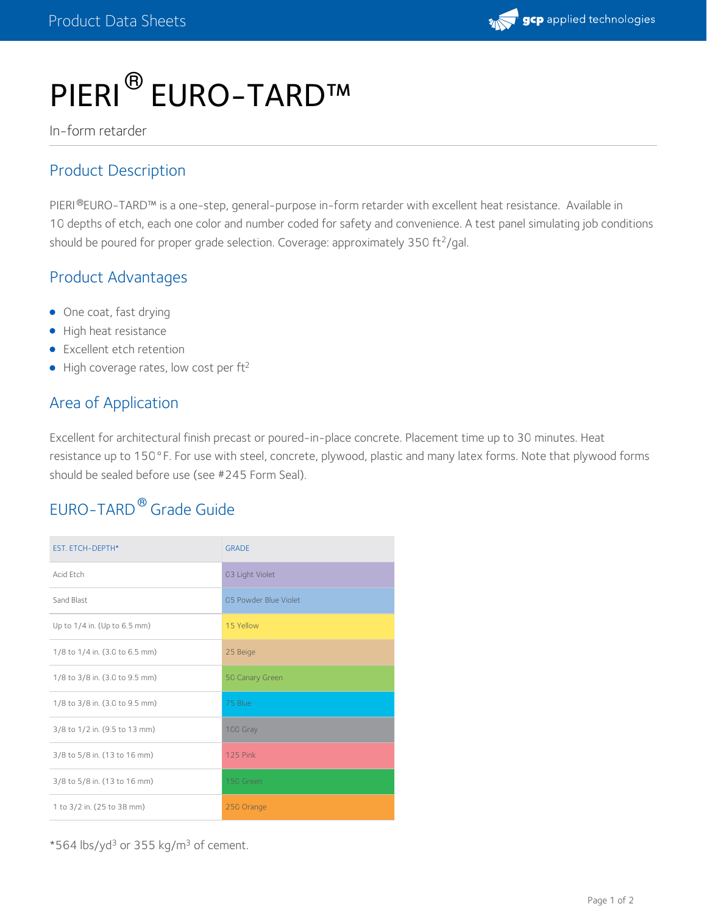# PIERI® EURO-TARD™

In-form retarder

## Product Description

PIERI®EURO-TARD™ is a one-step, general-purpose in-form retarder with excellent heat resistance. Available in 10 depths of etch, each one color and number coded for safety and convenience. A test panel simulating job conditions should be poured for proper grade selection. Coverage: approximately 350 $ft^2$/gal.

## Product Advantages

- One coat, fast drying
- High heat resistance
- Excellent etch retention
- High coverage rates, low cost per $ft^2$

## Area of Application

Excellent for architectural finish precast or poured-in-place concrete. Placement time up to 30 minutes. Heat resistance up to 150°F. For use with steel, concrete, plywood, plastic and many latex forms. Note that plywood forms should be sealed before use (see #245 Form Seal).

## EURO-TARD® Grade Guide

| EST. ETCH-DEPTH* | GRADE |
|---|---|
| Acid Etch | 03 Light Violet |
| Sand Blast | 05 Powder Blue Violet |
| Up to 1/4 in. (Up to 6.5 mm) | 15 Yellow |
| 1/8 to 1/4 in. (3.0 to 6.5 mm) | 25 Beige |
| 1/8 to 3/8 in. (3.0 to 9.5 mm) | 50 Canary Green |
| 1/8 to 3/8 in. (3.0 to 9.5 mm) | 75 Blue |
| 3/8 to 1/2 in. (9.5 to 13 mm) | 100 Gray |
| 3/8 to 5/8 in. (13 to 16 mm) | 125 Pink |
| 3/8 to 5/8 in. (13 to 16 mm) | 150 Green |
| 1 to 3/2 in. (25 to 38 mm) | 250 Orange |

*564 $lbs/yd^3$ or 355 $kg/m^3$ of cement.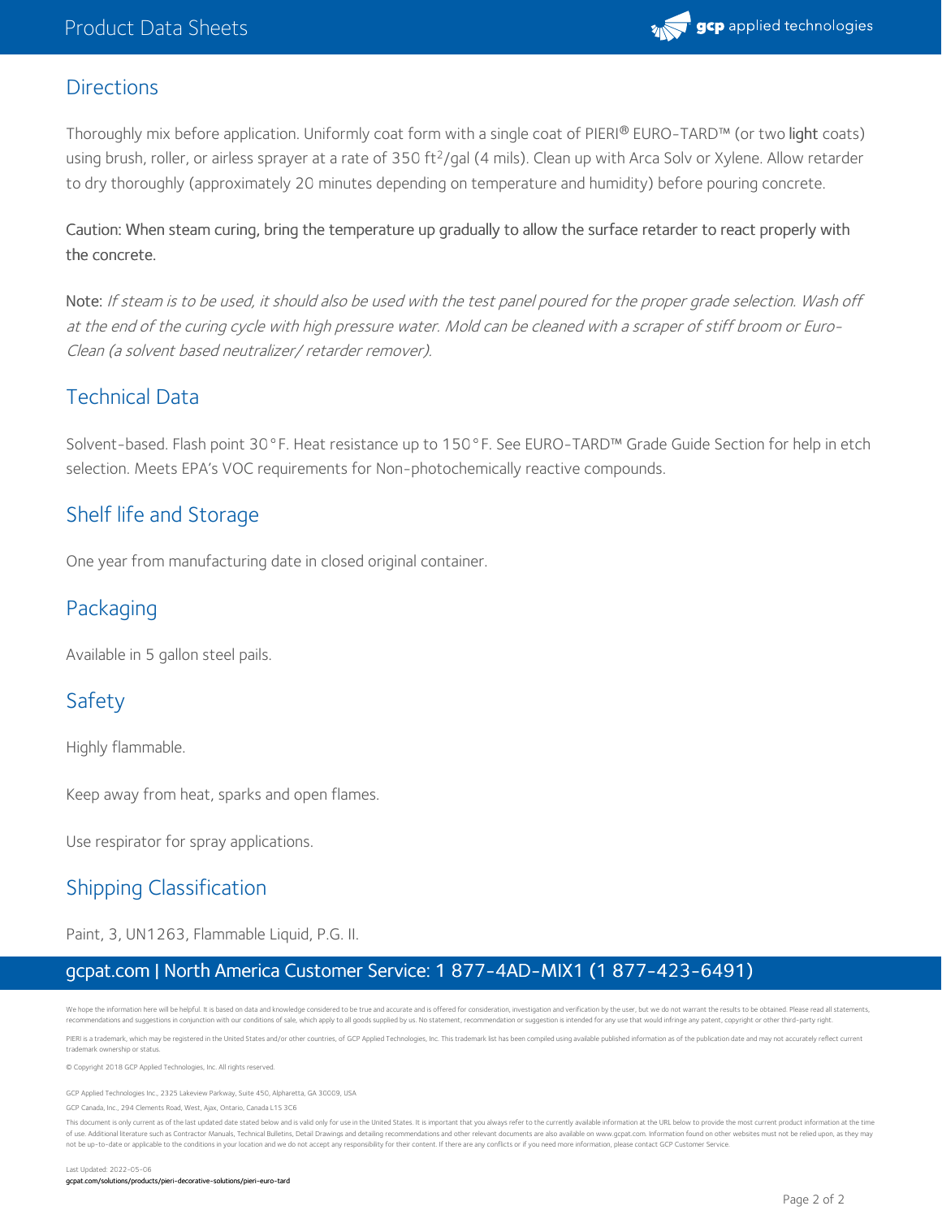## Directions

Thoroughly mix before application. Uniformly coat form with a single coat of PIERI® EURO-TARD™ (or two light coats) using brush, roller, or airless sprayer at a rate of 350 $ft^2$/gal (4 mils). Clean up with Arca Solv or Xylene. Allow retarder to dry thoroughly (approximately 20 minutes depending on temperature and humidity) before pouring concrete.

Caution: When steam curing, bring the temperature up gradually to allow the surface retarder to react properly with the concrete.

Note: *If steam is to be used, it should also be used with the test panel poured for the proper grade selection. Wash off at the end of the curing cycle with high pressure water. Mold can be cleaned with a scraper of stiff broom or Euro-Clean (a solvent based neutralizer/ retarder remover).*

## Technical Data

Solvent-based. Flash point 30°F. Heat resistance up to 150°F. See EURO-TARD™ Grade Guide Section for help in etch selection. Meets EPA's VOC requirements for Non-photochemically reactive compounds.

## Shelf life and Storage

One year from manufacturing date in closed original container.

## Packaging

Available in 5 gallon steel pails.

## Safety

Highly flammable.

Keep away from heat, sparks and open flames.

Use respirator for spray applications.

## Shipping Classification

Paint, 3, UN1263, Flammable Liquid, P.G. II.

gcpat.com | North America Customer Service: 1 877-4AD-MIX1 (1 877-423-6491)

We hope the information here will be helpful. It is based on data and knowledge considered to be true and accurate and is offered for consideration, investigation and verification by the user, but we do not warrant the results to be obtained. Please read all statements, recommendations and suggestions in conjunction with our conditions of sale, which apply to all goods supplied by us. No statement, recommendation or suggestion is intended for any use that would infringe any patent, copyright or other third-party right.

PIERI is a trademark, which may be registered in the United States and/or other countries, of GCP Applied Technologies, Inc. This trademark list has been compiled using available published information as of the publication date and may not accurately reflect current trademark ownership or status.

© Copyright 2018 GCP Applied Technologies, Inc. All rights reserved.

GCP Applied Technologies Inc., 2325 Lakeview Parkway, Suite 450, Alpharetta, GA 30009, USA

GCP Canada, Inc., 294 Clements Road, West, Ajax, Ontario, Canada L1S 3C6

This document is only current as of the last updated date stated below and is valid only for use in the United States. It is important that you always refer to the currently available information at the URL below to provide the most current product information at the time of use. Additional literature such as Contractor Manuals, Technical Bulletins, Detail Drawings and detailing recommendations and other relevant documents are also available on www.gcpat.com. Information found on other websites must not be relied upon, as they may not be up-to-date or applicable to the conditions in your location and we do not accept any responsibility for their content. If there are any conflicts or if you need more information, please contact GCP Customer Service.

Last Updated: 2022-05-06

gcpat.com/solutions/products/pieri-decorative-solutions/pieri-euro-tard